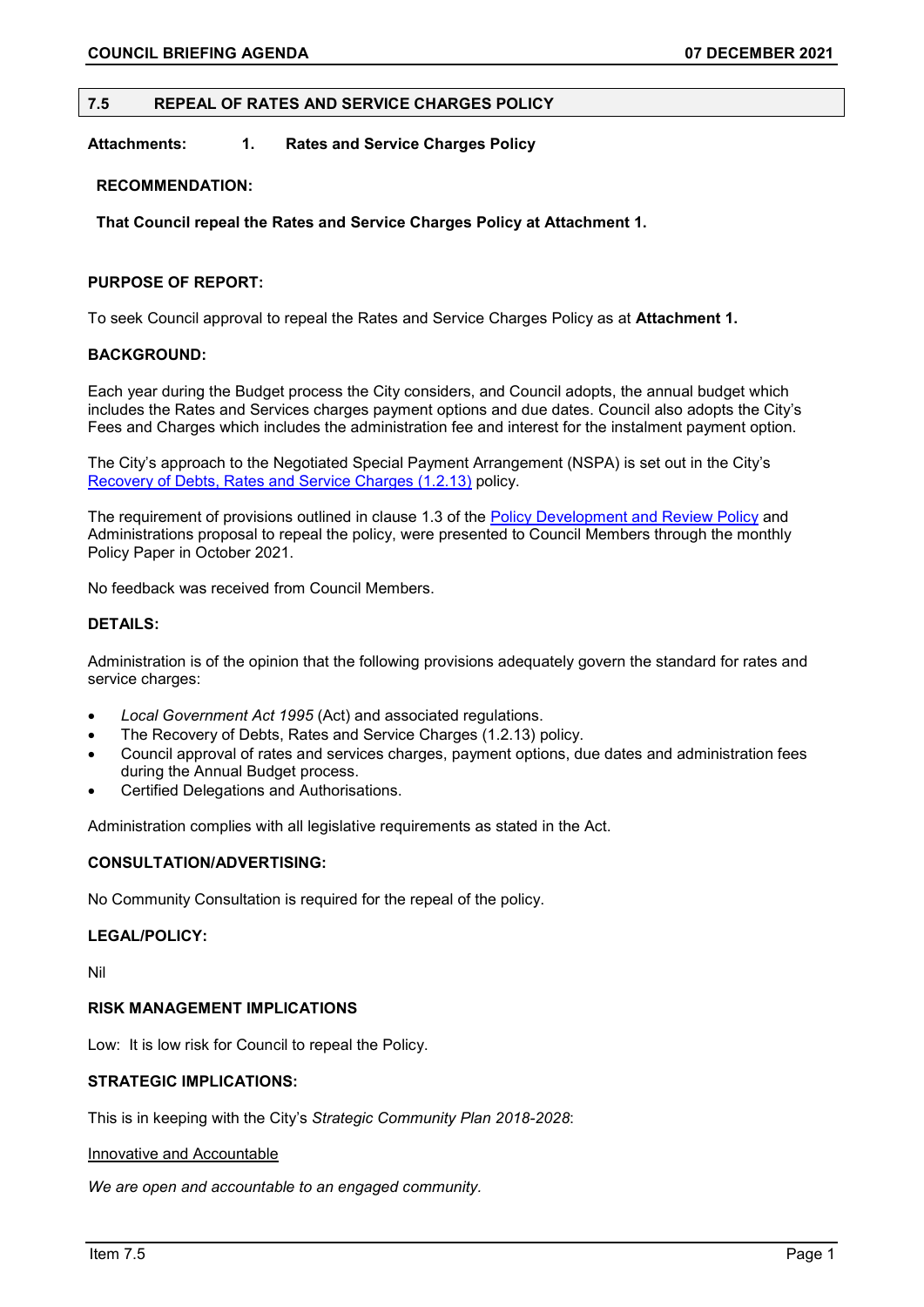## 7.5 REPEAL OF RATES AND SERVICE CHARGES POLICY

**Attachments:** **1. Rates and Service Charges Policy**

**RECOMMENDATION:**

**That Council repeal the Rates and Service Charges Policy at Attachment 1.**

**PURPOSE OF REPORT:**

To seek Council approval to repeal the Rates and Service Charges Policy as at **Attachment 1.**

**BACKGROUND:**

Each year during the Budget process the City considers, and Council adopts, the annual budget which includes the Rates and Services charges payment options and due dates. Council also adopts the City's Fees and Charges which includes the administration fee and interest for the instalment payment option.

The City's approach to the Negotiated Special Payment Arrangement (NSPA) is set out in the City's Recovery of Debts, Rates and Service Charges (1.2.13) policy.

The requirement of provisions outlined in clause 1.3 of the Policy Development and Review Policy and Administrations proposal to repeal the policy, were presented to Council Members through the monthly Policy Paper in October 2021.

No feedback was received from Council Members.

**DETAILS:**

Administration is of the opinion that the following provisions adequately govern the standard for rates and service charges:

- *Local Government Act 1995* (Act) and associated regulations.
- The Recovery of Debts, Rates and Service Charges (1.2.13) policy.
- Council approval of rates and services charges, payment options, due dates and administration fees during the Annual Budget process.
- Certified Delegations and Authorisations.

Administration complies with all legislative requirements as stated in the Act.

**CONSULTATION/ADVERTISING:**

No Community Consultation is required for the repeal of the policy.

**LEGAL/POLICY:**

Nil

**RISK MANAGEMENT IMPLICATIONS**

Low: It is low risk for Council to repeal the Policy.

**STRATEGIC IMPLICATIONS:**

This is in keeping with the City's *Strategic Community Plan 2018-2028*:

Innovative and Accountable

*We are open and accountable to an engaged community.*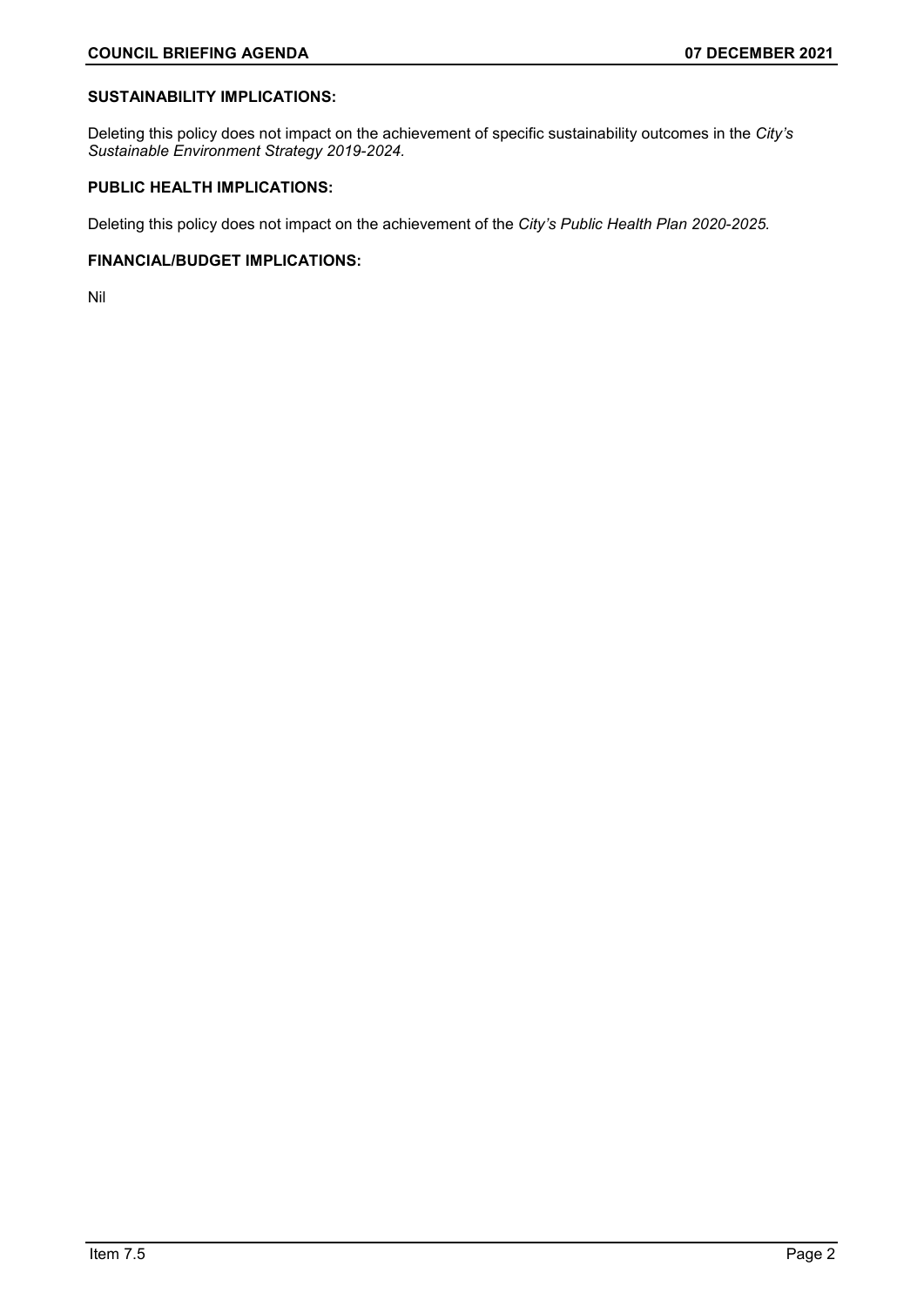**SUSTAINABILITY IMPLICATIONS:**

Deleting this policy does not impact on the achievement of specific sustainability outcomes in the *City's Sustainable Environment Strategy 2019-2024*.

**PUBLIC HEALTH IMPLICATIONS:**

Deleting this policy does not impact on the achievement of the *City's Public Health Plan 2020-2025*.

**FINANCIAL/BUDGET IMPLICATIONS:**

Nil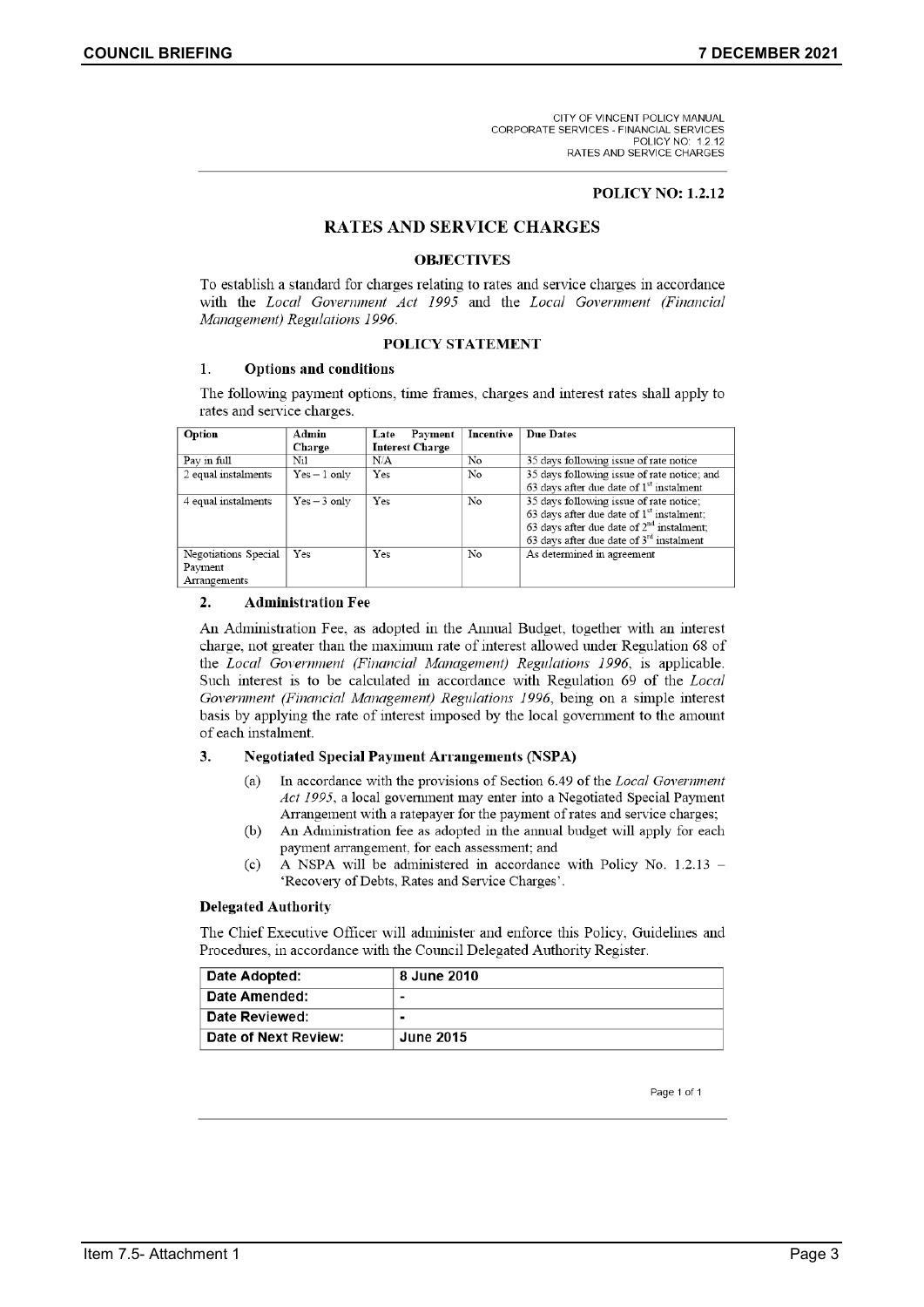CITY OF VINCENT POLICY MANUAL
CORPORATE SERVICES - FINANCIAL SERVICES
POLICY NO: 1.2.12
RATES AND SERVICE CHARGES

**POLICY NO: 1.2.12**

# RATES AND SERVICE CHARGES

## OBJECTIVES

To establish a standard for charges relating to rates and service charges in accordance with the *Local Government Act 1995* and the *Local Government (Financial Management) Regulations 1996*.

## POLICY STATEMENT

### 1. Options and conditions

The following payment options, time frames, charges and interest rates shall apply to rates and service charges.

| Option | Admin Charge | Late Payment Interest Charge | Incentive | Due Dates |
|---|---|---|---|---|
| Pay in full | Nil | N/A | No | 35 days following issue of rate notice |
| 2 equal instalments | Yes – 1 only | Yes | No | 35 days following issue of rate notice; and 63 days after due date of 1st instalment |
| 4 equal instalments | Yes – 3 only | Yes | No | 35 days following issue of rate notice; 63 days after due date of 1st instalment; 63 days after due date of 2nd instalment; 63 days after due date of 3rd instalment |
| Negotiations Special Payment Arrangements | Yes | Yes | No | As determined in agreement |

### 2. Administration Fee

An Administration Fee, as adopted in the Annual Budget, together with an interest charge, not greater than the maximum rate of interest allowed under Regulation 68 of the *Local Government (Financial Management) Regulations 1996*, is applicable. Such interest is to be calculated in accordance with Regulation 69 of the *Local Government (Financial Management) Regulations 1996*, being on a simple interest basis by applying the rate of interest imposed by the local government to the amount of each instalment.

### 3. Negotiated Special Payment Arrangements (NSPA)

(a) In accordance with the provisions of Section 6.49 of the *Local Government Act 1995*, a local government may enter into a Negotiated Special Payment Arrangement with a ratepayer for the payment of rates and service charges;

(b) An Administration fee as adopted in the annual budget will apply for each payment arrangement, for each assessment; and

(c) A NSPA will be administered in accordance with Policy No. 1.2.13 – 'Recovery of Debts, Rates and Service Charges'.

**Delegated Authority**

The Chief Executive Officer will administer and enforce this Policy, Guidelines and Procedures, in accordance with the Council Delegated Authority Register.

| | |
|---|---|
| **Date Adopted:** | **8 June 2010** |
| **Date Amended:** | - |
| **Date Reviewed:** | - |
| **Date of Next Review:** | **June 2015** |